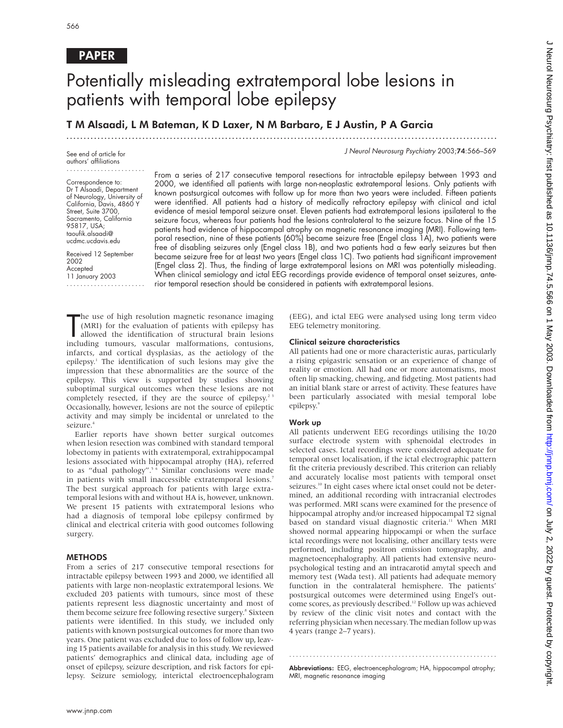PAPER

# Potentially misleading extratemporal lobe lesions in patients with temporal lobe epilepsy

## T M Alsaadi, L M Bateman, K D Laxer, N M Barbaro, E J Austin, P A Garcia

See end of article for authors' affiliations

Correspondence to: Dr T Alsaadi, Department of Neurology, University of California, Davis, 4860 Y Street, Suite 3700, Sacramento, California 95817, USA; taoufik.alsaadi@ucdmc.ucdavis.edu

Received 12 September 2002
Accepted 11 January 2003

From a series of 217 consecutive temporal resections for intractable epilepsy between 1993 and 2000, we identified all patients with large non-neoplastic extratemporal lesions. Only patients with known postsurgical outcomes with follow up for more than two years were included. Fifteen patients were identified. All patients had a history of medically refractory epilepsy with clinical and ictal evidence of mesial temporal seizure onset. Eleven patients had extratemporal lesions ipsilateral to the seizure focus, whereas four patients had the lesions contralateral to the seizure focus. Nine of the 15 patients had evidence of hippocampal atrophy on magnetic resonance imaging (MRI). Following temporal resection, nine of these patients (60%) became seizure free (Engel class 1A), two patients were free of disabling seizures only (Engel class 1B), and two patients had a few early seizures but then became seizure free for at least two years (Engel class 1C). Two patients had significant improvement (Engel class 2). Thus, the finding of large extratemporal lesions on MRI was potentially misleading. When clinical semiology and ictal EEG recordings provide evidence of temporal onset seizures, anterior temporal resection should be considered in patients with extratemporal lesions.

The use of high resolution magnetic resonance imaging (MRI) for the evaluation of patients with epilepsy has allowed the identification of structural brain lesions including tumours, vascular malformations, contusions, infarcts, and cortical dysplasias, as the aetiology of the epilepsy.[1] The identification of such lesions may give the impression that these abnormalities are the source of the epilepsy. This view is supported by studies showing suboptimal surgical outcomes when these lesions are not completely resected, if they are the source of epilepsy.[2,3] Occasionally, however, lesions are not the source of epileptic activity and may simply be incidental or unrelated to the seizure.[4]

Earlier reports have shown better surgical outcomes when lesion resection was combined with standard temporal lobectomy in patients with extratemporal, extrahippocampal lesions associated with hippocampal atrophy (HA), referred to as "dual pathology".[5,6] Similar conclusions were made in patients with small inaccessible extratemporal lesions.[7] The best surgical approach for patients with large extratemporal lesions with and without HA is, however, unknown. We present 15 patients with extratemporal lesions who had a diagnosis of temporal lobe epilepsy confirmed by clinical and electrical criteria with good outcomes following surgery.

## METHODS

From a series of 217 consecutive temporal resections for intractable epilepsy between 1993 and 2000, we identified all patients with large non-neoplastic extratemporal lesions. We excluded 203 patients with tumours, since most of these patients represent less diagnostic uncertainty and most of them become seizure free following resective surgery.[8] Sixteen patients were identified. In this study, we included only patients with known postsurgical outcomes for more than two years. One patient was excluded due to loss of follow up, leaving 15 patients available for analysis in this study. We reviewed patients' demographics and clinical data, including age of onset of epilepsy, seizure description, and risk factors for epilepsy. Seizure semiology, interictal electroencephalogram (EEG), and ictal EEG were analysed using long term video EEG telemetry monitoring.

### Clinical seizure characteristics

All patients had one or more characteristic auras, particularly a rising epigastric sensation or an experience of change of reality or emotion. All had one or more automatisms, most often lip smacking, chewing, and fidgeting. Most patients had an initial blank stare or arrest of activity. These features have been particularly associated with mesial temporal lobe epilepsy.[9]

### Work up

All patients underwent EEG recordings utilising the 10/20 surface electrode system with sphenoidal electrodes in selected cases. Ictal recordings were considered adequate for temporal onset localisation, if the ictal electrographic pattern fit the criteria previously described. This criterion can reliably and accurately localise most patients with temporal onset seizures.[10] In eight cases where ictal onset could not be determined, an additional recording with intracranial electrodes was performed. MRI scans were examined for the presence of hippocampal atrophy and/or increased hippocampal T2 signal based on standard visual diagnostic criteria.[11] When MRI showed normal appearing hippocampi or when the surface ictal recordings were not localising, other ancillary tests were performed, including positron emission tomography, and magnetoencephalography. All patients had extensive neuropsychological testing and an intracarotid amytal speech and memory test (Wada test). All patients had adequate memory function in the contralateral hemisphere. The patients' postsurgical outcomes were determined using Engel's outcome scores, as previously described.[12] Follow up was achieved by review of the clinic visit notes and contact with the referring physician when necessary. The median follow up was 4 years (range 2–7 years).

**Abbreviations:** EEG, electroencephalogram; HA, hippocampal atrophy; MRI, magnetic resonance imaging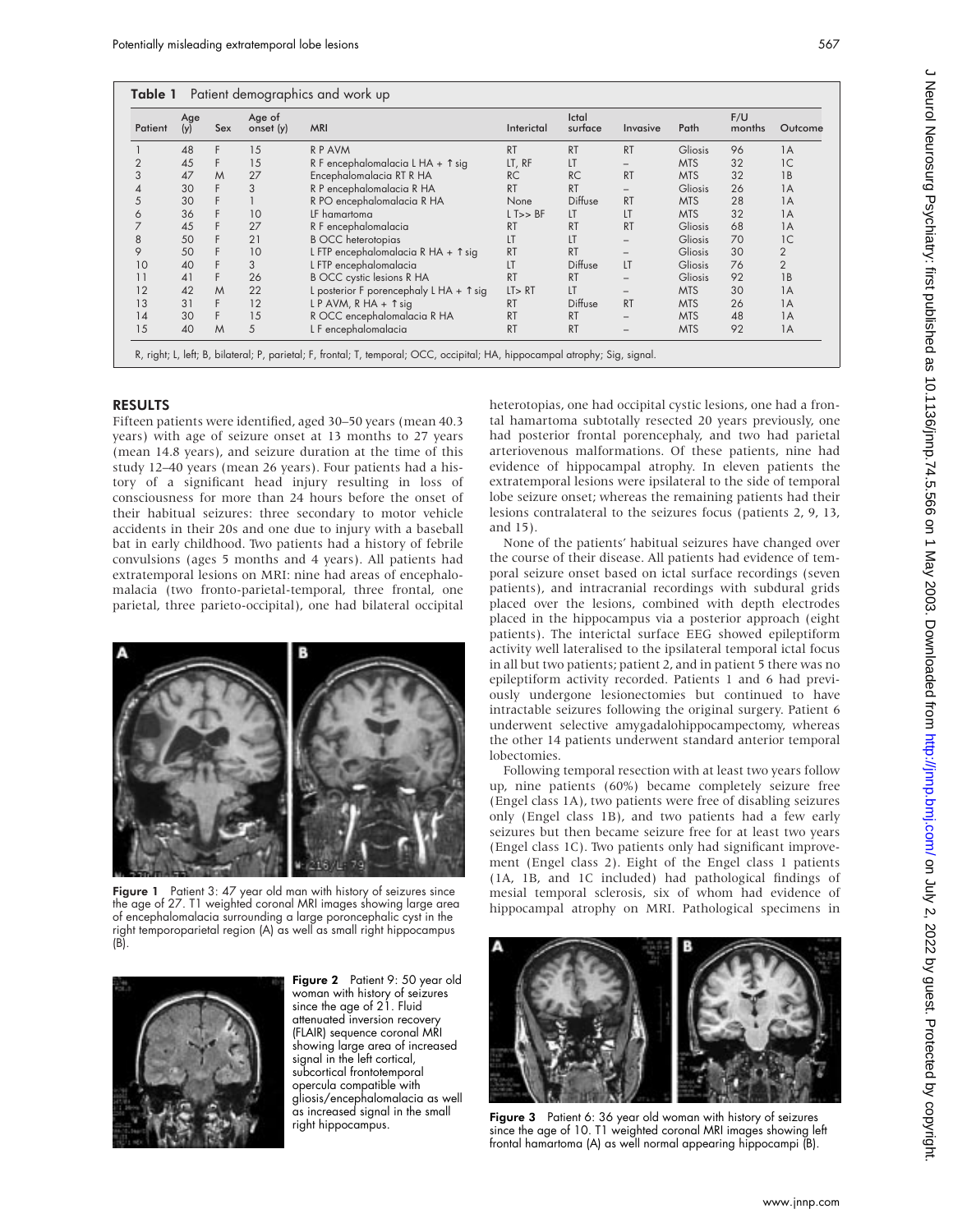**Table 1** Patient demographics and work up

| Patient | Age (y) | Sex | Age of onset (y) | MRI | Interictal | Ictal surface | Invasive | Path | F/U months | Outcome |
|---|---|---|---|---|---|---|---|---|---|---|
| 1 | 48 | F | 15 | R P AVM | RT | RT | RT | Gliosis | 96 | 1A |
| 2 | 45 | F | 15 | R F encephalomalacia L HA + ↑ sig | LT, RF | LT | – | MTS | 32 | 1C |
| 3 | 47 | M | 27 | Encephalomalacia RT R HA | RC | RC | RT | MTS | 32 | 1B |
| 4 | 30 | F | 3 | R P encephalomalacia R HA | RT | RT | – | Gliosis | 26 | 1A |
| 5 | 30 | F | 1 | R PO encephalomalacia R HA | None | Diffuse | RT | MTS | 28 | 1A |
| 6 | 36 | F | 10 | LF hamartoma | L T>> BF | LT | LT | MTS | 32 | 1A |
| 7 | 45 | F | 27 | R F encephalomalacia | RT | RT | RT | Gliosis | 68 | 1A |
| 8 | 50 | F | 21 | B OCC heterotopias | LT | LT | – | Gliosis | 70 | 1C |
| 9 | 50 | F | 10 | L FTP encephalomalacia R HA + ↑ sig | RT | RT | – | Gliosis | 30 | 2 |
| 10 | 40 | F | 3 | L FTP encephalomalacia | LT | Diffuse | LT | Gliosis | 76 | 2 |
| 11 | 41 | F | 26 | B OCC cystic lesions R HA | RT | RT | – | Gliosis | 92 | 1B |
| 12 | 42 | M | 22 | L posterior F porencephaly L HA + ↑ sig | LT> RT | LT | – | MTS | 30 | 1A |
| 13 | 31 | F | 12 | L P AVM, R HA + ↑ sig | RT | Diffuse | RT | MTS | 26 | 1A |
| 14 | 30 | F | 15 | R OCC encephalomalacia R HA | RT | RT | – | MTS | 48 | 1A |
| 15 | 40 | M | 5 | L F encephalomalacia | RT | RT | – | MTS | 92 | 1A |

R, right; L, left; B, bilateral; P, parietal; F, frontal; T, temporal; OCC, occipital; HA, hippocampal atrophy; Sig, signal.

## RESULTS

Fifteen patients were identified, aged 30–50 years (mean 40.3 years) with age of seizure onset at 13 months to 27 years (mean 14.8 years), and seizure duration at the time of this study 12–40 years (mean 26 years). Four patients had a history of a significant head injury resulting in loss of consciousness for more than 24 hours before the onset of their habitual seizures: three secondary to motor vehicle accidents in their 20s and one due to injury with a baseball bat in early childhood. Two patients had a history of febrile convulsions (ages 5 months and 4 years). All patients had extratemporal lesions on MRI: nine had areas of encephalomalacia (two fronto-parietal-temporal, three frontal, one parietal, three parieto-occipital), one had bilateral occipital heterotopias, one had occipital cystic lesions, one had a frontal hamartoma subtotally resected 20 years previously, one had posterior frontal porencephaly, and two had parietal arteriovenous malformations. Of these patients, nine had evidence of hippocampal atrophy. In eleven patients the extratemporal lesions were ipsilateral to the side of temporal lobe seizure onset; whereas the remaining patients had their lesions contralateral to the seizures focus (patients 2, 9, 13, and 15).

**Figure 1** Patient 3: 47 year old man with history of seizures since the age of 27. T1 weighted coronal MRI images showing large area of encephalomalacia surrounding a large poroncephalic cyst in the right temporoparietal region (A) as well as small right hippocampus (B).

**Figure 2** Patient 9: 50 year old woman with history of seizures since the age of 21. Fluid attenuated inversion recovery (FLAIR) sequence coronal MRI showing large area of increased signal in the left cortical, subcortical frontotemporal opercula compatible with gliosis/encephalomalacia as well as increased signal in the small right hippocampus.

None of the patients' habitual seizures have changed over the course of their disease. All patients had evidence of temporal seizure onset based on ictal surface recordings (seven patients), and intracranial recordings with subdural grids placed over the lesions, combined with depth electrodes placed in the hippocampus via a posterior approach (eight patients). The interictal surface EEG showed epileptiform activity well lateralised to the ipsilateral temporal ictal focus in all but two patients; patient 2, and in patient 5 there was no epileptiform activity recorded. Patients 1 and 6 had previously undergone lesionectomies but continued to have intractable seizures following the original surgery. Patient 6 underwent selective amygadalohippocampectomy, whereas the other 14 patients underwent standard anterior temporal lobectomies.

Following temporal resection with at least two years follow up, nine patients (60%) became completely seizure free (Engel class 1A), two patients were free of disabling seizures only (Engel class 1B), and two patients had a few early seizures but then became seizure free for at least two years (Engel class 1C). Two patients only had significant improvement (Engel class 2). Eight of the Engel class 1 patients (1A, 1B, and 1C included) had pathological findings of mesial temporal sclerosis, six of whom had evidence of hippocampal atrophy on MRI. Pathological specimens in

**Figure 3** Patient 6: 36 year old woman with history of seizures since the age of 10. T1 weighted coronal MRI images showing left frontal hamartoma (A) as well normal appearing hippocampi (B).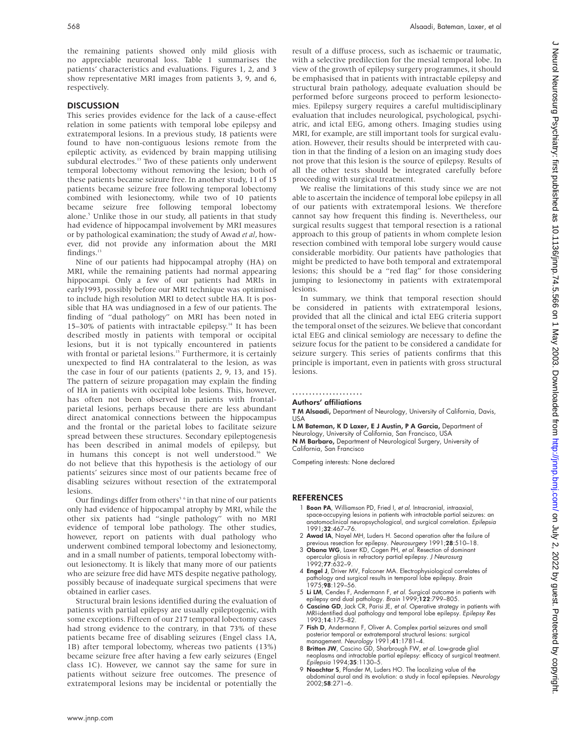the remaining patients showed only mild gliosis with no appreciable neuronal loss. Table 1 summarises the patients' characteristics and evaluations. Figures 1, 2, and 3 show representative MRI images from patients 3, 9, and 6, respectively.

## DISCUSSION

This series provides evidence for the lack of a cause-effect relation in some patients with temporal lobe epilepsy and extratemporal lesions. In a previous study, 18 patients were found to have non-contiguous lesions remote from the epileptic activity, as evidenced by brain mapping utilising subdural electrodes.[13] Two of these patients only underwent temporal lobectomy without removing the lesion; both of these patients became seizure free. In another study, 11 of 15 patients became seizure free following temporal lobectomy combined with lesionectomy, while two of 10 patients became seizure free following temporal lobectomy alone.[5] Unlike those in our study, all patients in that study had evidence of hippocampal involvement by MRI measures or by pathological examination; the study of Awad *et al*, however, did not provide any information about the MRI findings.[13]

Nine of our patients had hippocampal atrophy (HA) on MRI, while the remaining patients had normal appearing hippocampi. Only a few of our patients had MRIs in early1993, possibly before our MRI technique was optimised to include high resolution MRI to detect subtle HA. It is possible that HA was undiagnosed in a few of our patients. The finding of "dual pathology" on MRI has been noted in 15–30% of patients with intractable epilepsy.[14] It has been described mostly in patients with temporal or occipital lesions, but it is not typically encountered in patients with frontal or parietal lesions.[15] Furthermore, it is certainly unexpected to find HA contralateral to the lesion, as was the case in four of our patients (patients 2, 9, 13, and 15). The pattern of seizure propagation may explain the finding of HA in patients with occipital lobe lesions. This, however, has often not been observed in patients with frontal-parietal lesions, perhaps because there are less abundant direct anatomical connections between the hippocampus and the frontal or the parietal lobes to facilitate seizure spread between these structures. Secondary epileptogenesis has been described in animal models of epilepsy, but in humans this concept is not well understood.[16] We do not believe that this hypothesis is the aetiology of our patients' seizures since most of our patients became free of disabling seizures without resection of the extratemporal lesions.

Our findings differ from others[5 6] in that nine of our patients only had evidence of hippocampal atrophy by MRI, while the other six patients had "single pathology" with no MRI evidence of temporal lobe pathology. The other studies, however, report on patients with dual pathology who underwent combined temporal lobectomy and lesionectomy, and in a small number of patients, temporal lobectomy without lesionectomy. It is likely that many more of our patients who are seizure free did have MTS despite negative pathology, possibly because of inadequate surgical specimens that were obtained in earlier cases.

Structural brain lesions identified during the evaluation of patients with partial epilepsy are usually epileptogenic, with some exceptions. Fifteen of our 217 temporal lobectomy cases had strong evidence to the contrary, in that 73% of these patients became free of disabling seizures (Engel class 1A, 1B) after temporal lobectomy, whereas two patients (13%) became seizure free after having a few early seizures (Engel class 1C). However, we cannot say the same for sure in patients without seizure free outcomes. The presence of extratemporal lesions may be incidental or potentially the result of a diffuse process, such as ischaemic or traumatic, with a selective predilection for the mesial temporal lobe. In view of the growth of epilepsy surgery programmes, it should be emphasised that in patients with intractable epilepsy and structural brain pathology, adequate evaluation should be performed before surgeons proceed to perform lesionectomies. Epilepsy surgery requires a careful multidisciplinary evaluation that includes neurological, psychological, psychiatric, and ictal EEG, among others. Imaging studies using MRI, for example, are still important tools for surgical evaluation. However, their results should be interpreted with caution in that the finding of a lesion on an imaging study does not prove that this lesion is the source of epilepsy. Results of all the other tests should be integrated carefully before proceeding with surgical treatment.

We realise the limitations of this study since we are not able to ascertain the incidence of temporal lobe epilepsy in all of our patients with extratemporal lesions. We therefore cannot say how frequent this finding is. Nevertheless, our surgical results suggest that temporal resection is a rational approach to this group of patients in whom complete lesion resection combined with temporal lobe surgery would cause considerable morbidity. Our patients have pathologies that might be predicted to have both temporal and extratemporal lesions; this should be a "red flag" for those considering jumping to lesionectomy in patients with extratemporal lesions.

In summary, we think that temporal resection should be considered in patients with extratemporal lesions, provided that all the clinical and ictal EEG criteria support the temporal onset of the seizures. We believe that concordant ictal EEG and clinical semiology are necessary to define the seizure focus for the patient to be considered a candidate for seizure surgery. This series of patients confirms that this principle is important, even in patients with gross structural lesions.

### Authors' affiliations

**T M Alsaadi,** Department of Neurology, University of California, Davis, USA

**L M Bateman, K D Laxer, E J Austin, P A Garcia,** Department of Neurology, University of California, San Francisco, USA

**N M Barbaro,** Department of Neurological Surgery, University of California, San Francisco

Competing interests: None declared

## REFERENCES

1. **Boon PA**, Williamson PD, Fried I, *et al*. Intracranial, intraaxial, space-occupying lesions in patients with intractable partial seizures: an anatomoclinical neuropsychological, and surgical correlation. *Epilepsia* 1991;**32**:467–76.
2. **Awad IA**, Nayel MH, Luders H. Second operation after the failure of previous resection for epilepsy. *Neurosurgery* 1991;**28**:510–18.
3. **Obana WG**, Laxer KD, Cogen PH, *et al*. Resection of dominant opercular gliosis in refractory partial epilepsy. *J Neurosurg* 1992;**77**:632–9.
4. **Engel J**, Driver MV, Falconer MA. Electrophysiological correlates of pathology and surgical results in temporal lobe epilepsy. *Brain* 1975;**98**:129–56.
5. **Li LM**, Cendes F, Andermann F, *et al*. Surgical outcome in patients with epilepsy and dual pathology. *Brain* 1999;**122**:799–805.
6. **Cascino GD**, Jack CR, Parisi JE, *et al*. Operative strategy in patients with MRI-identified dual pathology and temporal lobe epilepsy. *Epilepsy Res* 1993;**14**:175–82.
7. **Fish D**, Andermann F, Oliver A. Complex partial seizures and small posterior temporal or extratemporal structural lesions: surgical management. *Neurology* 1991;**41**:1781–4.
8. **Britton JW**, Cascino GD, Sharbrough FW, *et al*. Low-grade glial neoplasms and intractable partial epilepsy: efficacy of surgical treatment. *Epilepsia* 1994;**35**:1130–5.
9. **Noachtar S**, Pfander M, Luders HO. The localizing value of the abdominal aural and its evolution: a study in focal epilepsies. *Neurology* 2002;**58**:271–6.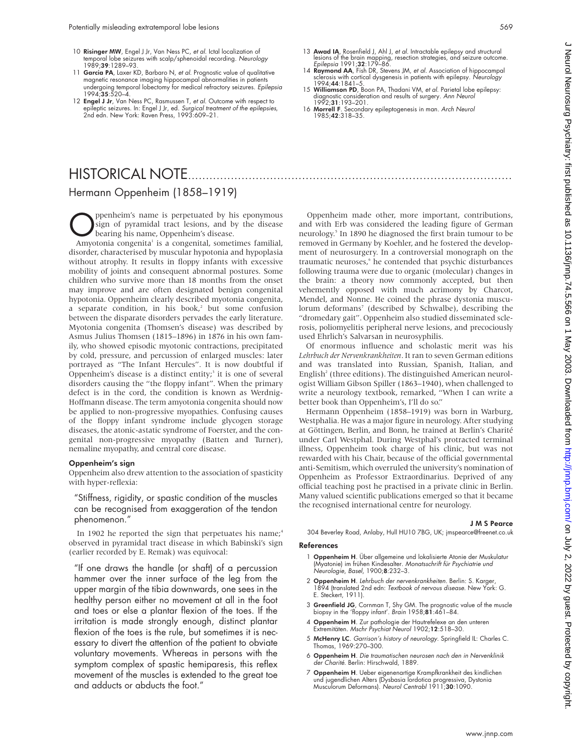10 **Risinger MW**, Engel J Jr, Van Ness PC, *et al*. Ictal localization of temporal lobe seizures with scalp/sphenoidal recording. *Neurology* 1989;**39**:1289–93.

11 **Garcia PA**, Laxer KD, Barbaro N, *et al*. Prognostic value of qualitative magnetic resonance imaging hippocampal abnormalities in patients undergoing temporal lobectomy for medical refractory seizures. *Epilepsia* 1994;**35**:520–4.

12 **Engel J Jr**, Van Ness PC, Rasmussen T, *et al*. Outcome with respect to epileptic seizures. In: Engel J Jr, ed. *Surgical treatment of the epilepsies*, 2nd edn. New York: Raven Press, 1993:609–21.

13 **Awad IA**, Rosenfield J, Ahl J, *et al*. Intractable epilepsy and structural lesions of the brain mapping, resection strategies, and seizure outcome. *Epilepsia* 1991;**32**:179–86.

14 **Raymond AA**, Fish DR, Stevens JM, *et al*. Association of hippocampal sclerosis with cortical dysgenesis in patients with epilepsy. *Neurology* 1994;**44**:1841–5.

15 **Williamson PD**, Boon PA, Thadani VM, *et al*. Parietal lobe epilepsy: diagnostic consideration and results of surgery. *Ann Neurol* 1992;**31**:193–201.

16 **Morrell F**. Secondary epileptogenesis in man. *Arch Neurol* 1985;**42**:318–35.

# HISTORICAL NOTE

## Hermann Oppenheim (1858–1919)

Oppenheim's name is perpetuated by his eponymous sign of pyramidal tract lesions, and by the disease bearing his name, Oppenheim's disease.

Amyotonia congenita[1] is a congenital, sometimes familial, disorder, characterised by muscular hypotonia and hypoplasia without atrophy. It results in floppy infants with excessive mobility of joints and consequent abnormal postures. Some children who survive more than 18 months from the onset may improve and are often designated benign congenital hypotonia. Oppenheim clearly described myotonia congenita, a separate condition, in his book,[2] but some confusion between the disparate disorders pervades the early literature. Myotonia congenita (Thomsen's disease) was described by Asmus Julius Thomsen (1815–1896) in 1876 in his own family, who showed episodic myotonic contractions, precipitated by cold, pressure, and percussion of enlarged muscles: later portrayed as "The Infant Hercules". It is now doubtful if Oppenheim's disease is a distinct entity;[3] it is one of several disorders causing the "the floppy infant". When the primary defect is in the cord, the condition is known as Werdnig-Hoffmann disease. The term amyotonia congenita should now be applied to non-progressive myopathies. Confusing causes of the floppy infant syndrome include glycogen storage diseases, the atonic-astatic syndrome of Foerster, and the congenital non-progressive myopathy (Batten and Turner), nemaline myopathy, and central core disease.

### Oppenheim's sign

Oppenheim also drew attention to the association of spasticity with hyper-reflexia:

> "Stiffness, rigidity, or spastic condition of the muscles can be recognised from exaggeration of the tendon phenomenon."

In 1902 he reported the sign that perpetuates his name;[4] observed in pyramidal tract disease in which Babinski's sign (earlier recorded by E. Remak) was equivocal:

> "If one draws the handle (or shaft) of a percussion hammer over the inner surface of the leg from the upper margin of the tibia downwards, one sees in the healthy person either no movement at all in the foot and toes or else a plantar flexion of the toes. If the irritation is made strongly enough, distinct plantar flexion of the toes is the rule, but sometimes it is necessary to divert the attention of the patient to obviate voluntary movements. Whereas in persons with the symptom complex of spastic hemiparesis, this reflex movement of the muscles is extended to the great toe and adducts or abducts the foot."

Oppenheim made other, more important, contributions, and with Erb was considered the leading figure of German neurology.[5] In 1890 he diagnosed the first brain tumour to be removed in Germany by Koehler, and he fostered the development of neurosurgery. In a controversial monograph on the traumatic neuroses,[6] he contended that psychic disturbances following trauma were due to organic (molecular) changes in the brain: a theory now commonly accepted, but then vehemently opposed with much acrimony by Charcot, Mendel, and Nonne. He coined the phrase dystonia musculorum deformans[7] (described by Schwalbe), describing the "dromedary gait". Oppenheim also studied disseminated sclerosis, poliomyelitis peripheral nerve lesions, and precociously used Ehrlich's Salvarsan in neurosyphilis.

Of enormous influence and scholastic merit was his *Lehrbuch der Nervenkrankheiten*. It ran to seven German editions and was translated into Russian, Spanish, Italian, and English[2] (three editions). The distinguished American neurologist William Gibson Spiller (1863–1940), when challenged to write a neurology textbook, remarked, "When I can write a better book than Oppenheim's, I'll do so."

Hermann Oppenheim (1858–1919) was born in Warburg, Westphalia. He was a major figure in neurology. After studying at Göttingen, Berlin, and Bonn, he trained at Berlin's Charité under Carl Westphal. During Westphal's protracted terminal illness, Oppenheim took charge of his clinic, but was not rewarded with his Chair, because of the official governmental anti-Semitism, which overruled the university's nomination of Oppenheim as Professor Extraordinarius. Deprived of any official teaching post he practised in a private clinic in Berlin. Many valued scientific publications emerged so that it became the recognised international centre for neurology.

**J M S Pearce**

304 Beverley Road, Anlaby, Hull HU10 7BG, UK; jmspearce@freenet.co.uk

### References

1 **Oppenheim H**. Über allgemeine und lokalisierte Atonie der Muskulatur (Myatonie) im frühen Kindesalter. *Monatsschrift für Psychiatrie und Neurologie, Basel*, 1900;**8**:232–3.

2 **Oppenheim H**. *Lehrbuch der nervenkrankheiten*. Berlin: S. Karger, 1894 (translated 2nd edn: *Textbook of nervous disease*. New York: G. E. Steckert, 1911).

3 **Greenfield JG**, Cornman T, Shy GM. The prognostic value of the muscle biopsy in the 'floppy infant'. *Brain* 1958;**81**:461–84.

4 **Oppenheim H**. Zur pathologie der Hautrefelexe an den unteren Extremitäten. *Mschr Psychiat Neurol* 1902;**12**:518–30.

5 **McHenry LC**. *Garrison's history of neurology*. Springfield IL: Charles C. Thomas, 1969:270–300.

6 **Oppenheim H**. *Die traumatischen neurosen nach den in Nervenklinik der Charité*. Berlin: Hirschwald, 1889.

7 **Oppenheim H**. Ueber eigenenartige Krampfkrankheit des kindlichen und jugendlichen Alters (Dysbasia lordotica progressiva, Dystonia Musculorum Deformans). *Neurol Centrabl* 1911;**30**:1090.